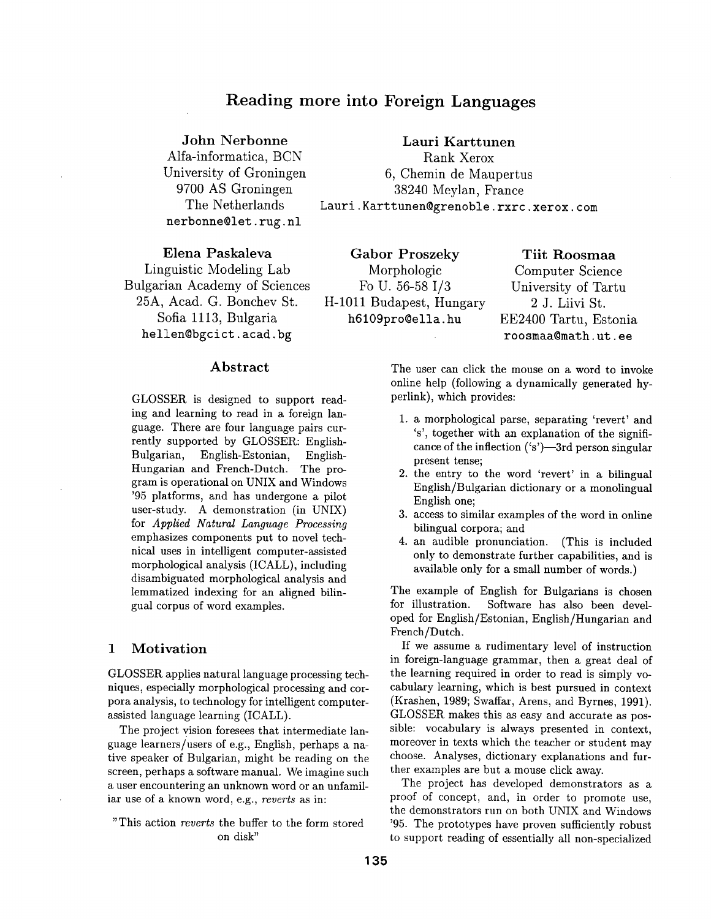# Reading more into Foreign Languages

**John Nerbonne**
Alfa-informatica, BCN
University of Groningen
9700 AS Groningen
The Netherlands
nerbonne@let.rug.nl

**Lauri Karttunen**
Rank Xerox
6, Chemin de Maupertus
38240 Meylan, France
Lauri.Karttunen@grenoble.rxrc.xerox.com

**Elena Paskaleva**
Linguistic Modeling Lab
Bulgarian Academy of Sciences
25A, Acad. G. Bonchev St.
Sofia 1113, Bulgaria
hellen@bgcict.acad.bg

**Gabor Proszeky**
Morphologic
Fo U. 56-58 I/3
H-1011 Budapest, Hungary
h6109pro@ella.hu

**Tiit Roosmaa**
Computer Science
University of Tartu
2 J. Liivi St.
EE2400 Tartu, Estonia
roosmaa@math.ut.ee

## Abstract

GLOSSER is designed to support reading and learning to read in a foreign language. There are four language pairs currently supported by GLOSSER: English-Bulgarian, English-Estonian, English-Hungarian and French-Dutch. The program is operational on UNIX and Windows '95 platforms, and has undergone a pilot user-study. A demonstration (in UNIX) for *Applied Natural Language Processing* emphasizes components put to novel technical uses in intelligent computer-assisted morphological analysis (ICALL), including disambiguated morphological analysis and lemmatized indexing for an aligned bilingual corpus of word examples.

## 1 Motivation

GLOSSER applies natural language processing techniques, especially morphological processing and corpora analysis, to technology for intelligent computer-assisted language learning (ICALL).

The project vision foresees that intermediate language learners/users of e.g., English, perhaps a native speaker of Bulgarian, might be reading on the screen, perhaps a software manual. We imagine such a user encountering an unknown word or an unfamiliar use of a known word, e.g., *reverts* as in:

"This action *reverts* the buffer to the form stored on disk"

The user can click the mouse on a word to invoke online help (following a dynamically generated hyperlink), which provides:

1. a morphological parse, separating 'revert' and 's', together with an explanation of the significance of the inflection ('s')—3rd person singular present tense;
2. the entry to the word 'revert' in a bilingual English/Bulgarian dictionary or a monolingual English one;
3. access to similar examples of the word in online bilingual corpora; and
4. an audible pronunciation. (This is included only to demonstrate further capabilities, and is available only for a small number of words.)

The example of English for Bulgarians is chosen for illustration. Software has also been developed for English/Estonian, English/Hungarian and French/Dutch.

If we assume a rudimentary level of instruction in foreign-language grammar, then a great deal of the learning required in order to read is simply vocabulary learning, which is best pursued in context (Krashen, 1989; Swaffar, Arens, and Byrnes, 1991). GLOSSER makes this as easy and accurate as possible: vocabulary is always presented in context, moreover in texts which the teacher or student may choose. Analyses, dictionary explanations and further examples are but a mouse click away.

The project has developed demonstrators as a proof of concept, and, in order to promote use, the demonstrators run on both UNIX and Windows '95. The prototypes have proven sufficiently robust to support reading of essentially all non-specialized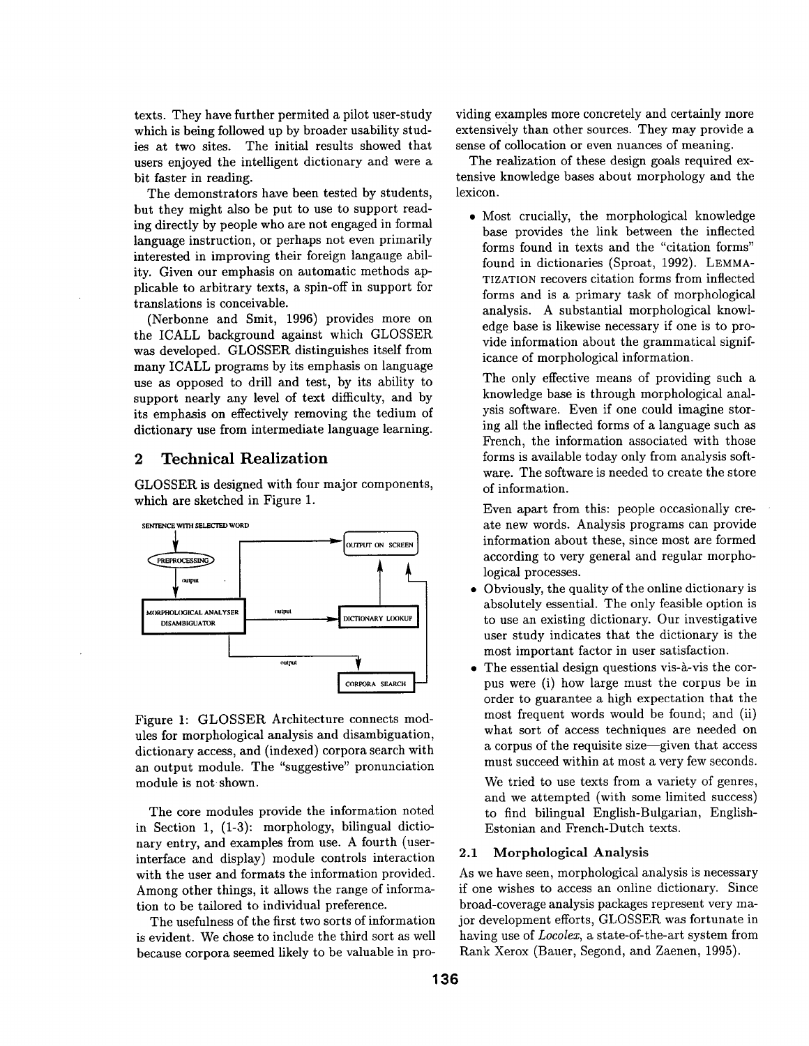texts. They have further permited a pilot user-study which is being followed up by broader usability studies at two sites. The initial results showed that users enjoyed the intelligent dictionary and were a bit faster in reading.

The demonstrators have been tested by students, but they might also be put to use to support reading directly by people who are not engaged in formal language instruction, or perhaps not even primarily interested in improving their foreign langauge ability. Given our emphasis on automatic methods applicable to arbitrary texts, a spin-off in support for translations is conceivable.

(Nerbonne and Smit, 1996) provides more on the ICALL background against which GLOSSER was developed. GLOSSER distinguishes itself from many ICALL programs by its emphasis on language use as opposed to drill and test, by its ability to support nearly any level of text difficulty, and by its emphasis on effectively removing the tedium of dictionary use from intermediate language learning.

## 2 Technical Realization

GLOSSER is designed with four major components, which are sketched in Figure 1.

Figure 1: GLOSSER Architecture connects modules for morphological analysis and disambiguation, dictionary access, and (indexed) corpora search with an output module. The "suggestive" pronunciation module is not shown.

The core modules provide the information noted in Section 1, (1-3): morphology, bilingual dictionary entry, and examples from use. A fourth (user-interface and display) module controls interaction with the user and formats the information provided. Among other things, it allows the range of information to be tailored to individual preference.

The usefulness of the first two sorts of information is evident. We chose to include the third sort as well because corpora seemed likely to be valuable in providing examples more concretely and certainly more extensively than other sources. They may provide a sense of collocation or even nuances of meaning.

The realization of these design goals required extensive knowledge bases about morphology and the lexicon.

- Most crucially, the morphological knowledge base provides the link between the inflected forms found in texts and the "citation forms" found in dictionaries (Sproat, 1992). LEMMATIZATION recovers citation forms from inflected forms and is a primary task of morphological analysis. A substantial morphological knowledge base is likewise necessary if one is to provide information about the grammatical significance of morphological information.

  The only effective means of providing such a knowledge base is through morphological analysis software. Even if one could imagine storing all the inflected forms of a language such as French, the information associated with those forms is available today only from analysis software. The software is needed to create the store of information.

  Even apart from this: people occasionally create new words. Analysis programs can provide information about these, since most are formed according to very general and regular morphological processes.

- Obviously, the quality of the online dictionary is absolutely essential. The only feasible option is to use an existing dictionary. Our investigative user study indicates that the dictionary is the most important factor in user satisfaction.
- The essential design questions vis-à-vis the corpus were (i) how large must the corpus be in order to guarantee a high expectation that the most frequent words would be found; and (ii) what sort of access techniques are needed on a corpus of the requisite size—given that access must succeed within at most a very few seconds.

  We tried to use texts from a variety of genres, and we attempted (with some limited success) to find bilingual English-Bulgarian, English-Estonian and French-Dutch texts.

### 2.1 Morphological Analysis

As we have seen, morphological analysis is necessary if one wishes to access an online dictionary. Since broad-coverage analysis packages represent very major development efforts, GLOSSER was fortunate in having use of *Locolex*, a state-of-the-art system from Rank Xerox (Bauer, Segond, and Zaenen, 1995).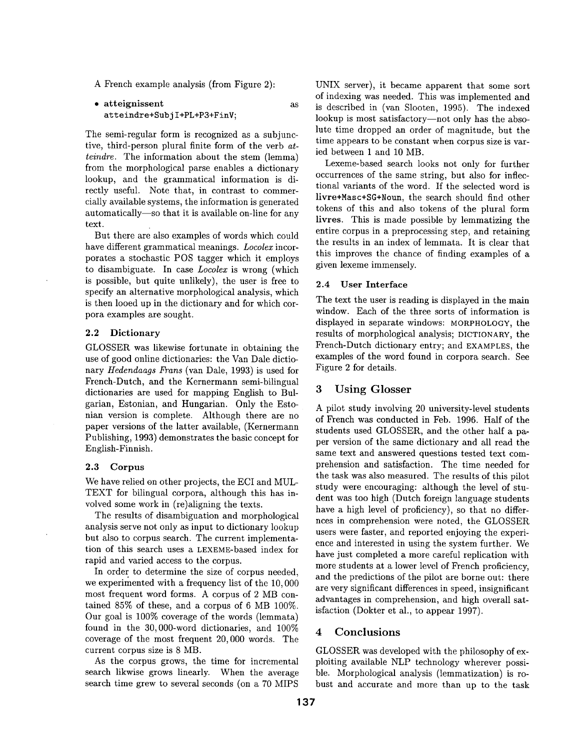A French example analysis (from Figure 2):

- **atteignissent** as `atteindre+SubjI+PL+P3+FinV;`

The semi-regular form is recognized as a subjunctive, third-person plural finite form of the verb *atteindre*. The information about the stem (lemma) from the morphological parse enables a dictionary lookup, and the grammatical information is directly useful. Note that, in contrast to commercially available systems, the information is generated automatically—so that it is available on-line for any text.

But there are also examples of words which could have different grammatical meanings. *Locolex* incorporates a stochastic POS tagger which it employs to disambiguate. In case *Locolex* is wrong (which is possible, but quite unlikely), the user is free to specify an alternative morphological analysis, which is then looed up in the dictionary and for which corpora examples are sought.

### 2.2 Dictionary

GLOSSER was likewise fortunate in obtaining the use of good online dictionaries: the Van Dale dictionary *Hedendaags Frans* (van Dale, 1993) is used for French-Dutch, and the Kernermann semi-bilingual dictionaries are used for mapping English to Bulgarian, Estonian, and Hungarian. Only the Estonian version is complete. Although there are no paper versions of the latter available, (Kernermann Publishing, 1993) demonstrates the basic concept for English-Finnish.

### 2.3 Corpus

We have relied on other projects, the ECI and MULTEXT for bilingual corpora, although this has involved some work in (re)aligning the texts.

The results of disambiguation and morphological analysis serve not only as input to dictionary lookup but also to corpus search. The current implementation of this search uses a LEXEME-based index for rapid and varied access to the corpus.

In order to determine the size of corpus needed, we experimented with a frequency list of the 10,000 most frequent word forms. A corpus of 2 MB contained 85% of these, and a corpus of 6 MB 100%. Our goal is 100% coverage of the words (lemmata) found in the 30,000-word dictionaries, and 100% coverage of the most frequent 20,000 words. The current corpus size is 8 MB.

As the corpus grows, the time for incremental search likwise grows linearly. When the average search time grew to several seconds (on a 70 MIPS UNIX server), it became apparent that some sort of indexing was needed. This was implemented and is described in (van Slooten, 1995). The indexed lookup is most satisfactory—not only has the absolute time dropped an order of magnitude, but the time appears to be constant when corpus size is varied between 1 and 10 MB.

Lexeme-based search looks not only for further occurrences of the same string, but also for inflectional variants of the word. If the selected word is **livre+Masc+SG+Noun**, the search should find other tokens of this and also tokens of the plural form **livres**. This is made possible by lemmatizing the entire corpus in a preprocessing step, and retaining the results in an index of lemmata. It is clear that this improves the chance of finding examples of a given lexeme immensely.

### 2.4 User Interface

The text the user is reading is displayed in the main window. Each of the three sorts of information is displayed in separate windows: MORPHOLOGY, the results of morphological analysis; DICTIONARY, the French-Dutch dictionary entry; and EXAMPLES, the examples of the word found in corpora search. See Figure 2 for details.

## 3 Using Glosser

A pilot study involving 20 university-level students of French was conducted in Feb. 1996. Half of the students used GLOSSER, and the other half a paper version of the same dictionary and all read the same text and answered questions tested text comprehension and satisfaction. The time needed for the task was also measured. The results of this pilot study were encouraging: although the level of student was too high (Dutch foreign language students have a high level of proficiency), so that no differnces in comprehension were noted, the GLOSSER users were faster, and reported enjoying the experience and interested in using the system further. We have just completed a more careful replication with more students at a lower level of French proficiency, and the predictions of the pilot are borne out: there are very significant differences in speed, insignificant advantages in comprehension, and high overall satisfaction (Dokter et al., to appear 1997).

## 4 Conclusions

GLOSSER was developed with the philosophy of exploiting available NLP technology wherever possible. Morphological analysis (lemmatization) is robust and accurate and more than up to the task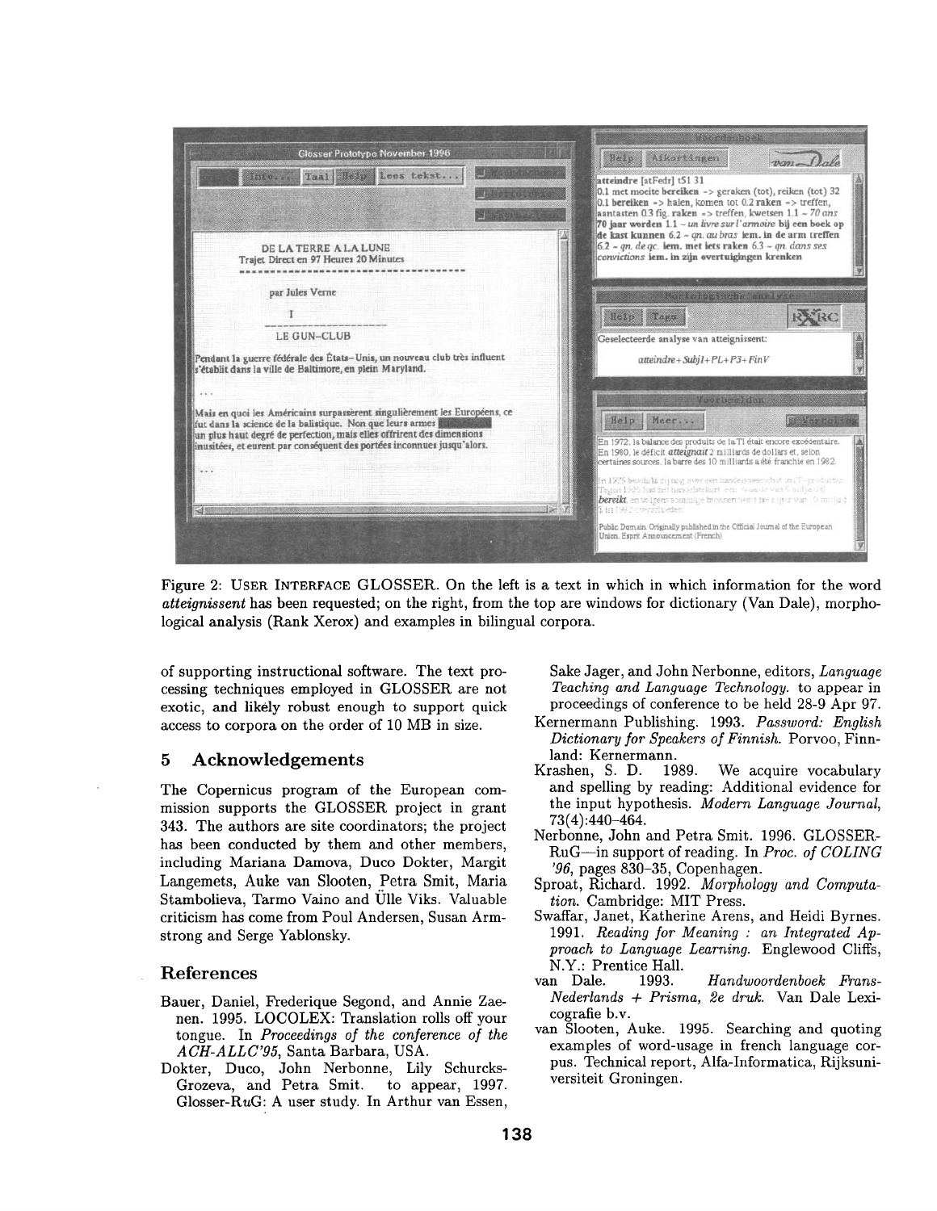Figure 2: USER INTERFACE GLOSSER. On the left is a text in which in which information for the word *atteignissent* has been requested; on the right, from the top are windows for dictionary (Van Dale), morphological analysis (Rank Xerox) and examples in bilingual corpora.

of supporting instructional software. The text processing techniques employed in GLOSSER are not exotic, and likely robust enough to support quick access to corpora on the order of 10 MB in size.

## 5 Acknowledgements

The Copernicus program of the European commission supports the GLOSSER project in grant 343. The authors are site coordinators; the project has been conducted by them and other members, including Mariana Damova, Duco Dokter, Margit Langemets, Auke van Slooten, Petra Smit, Maria Stambolieva, Tarmo Vaino and Ülle Viks. Valuable criticism has come from Poul Andersen, Susan Armstrong and Serge Yablonsky.

## References

Bauer, Daniel, Frederique Segond, and Annie Zaenen. 1995. LOCOLEX: Translation rolls off your tongue. In *Proceedings of the conference of the ACH-ALLC'95*, Santa Barbara, USA.

Dokter, Duco, John Nerbonne, Lily Schurcks-Grozeva, and Petra Smit. to appear, 1997. Glosser-RuG: A user study. In Arthur van Essen, Sake Jager, and John Nerbonne, editors, *Language Teaching and Language Technology*. to appear in proceedings of conference to be held 28-9 Apr 97.

Kernermann Publishing. 1993. *Password: English Dictionary for Speakers of Finnish*. Porvoo, Finnland: Kernermann.

Krashen, S. D. 1989. We acquire vocabulary and spelling by reading: Additional evidence for the input hypothesis. *Modern Language Journal*, 73(4):440–464.

Nerbonne, John and Petra Smit. 1996. GLOSSER-RuG—in support of reading. In *Proc. of COLING '96*, pages 830–35, Copenhagen.

Sproat, Richard. 1992. *Morphology and Computation*. Cambridge: MIT Press.

Swaffar, Janet, Katherine Arens, and Heidi Byrnes. 1991. *Reading for Meaning : an Integrated Approach to Language Learning*. Englewood Cliffs, N.Y.: Prentice Hall.

van Dale. 1993. *Handwoordenboek Frans-Nederlands + Prisma, 2e druk*. Van Dale Lexicografie b.v.

van Slooten, Auke. 1995. Searching and quoting examples of word-usage in french language corpus. Technical report, Alfa-Informatica, Rijksuniversiteit Groningen.